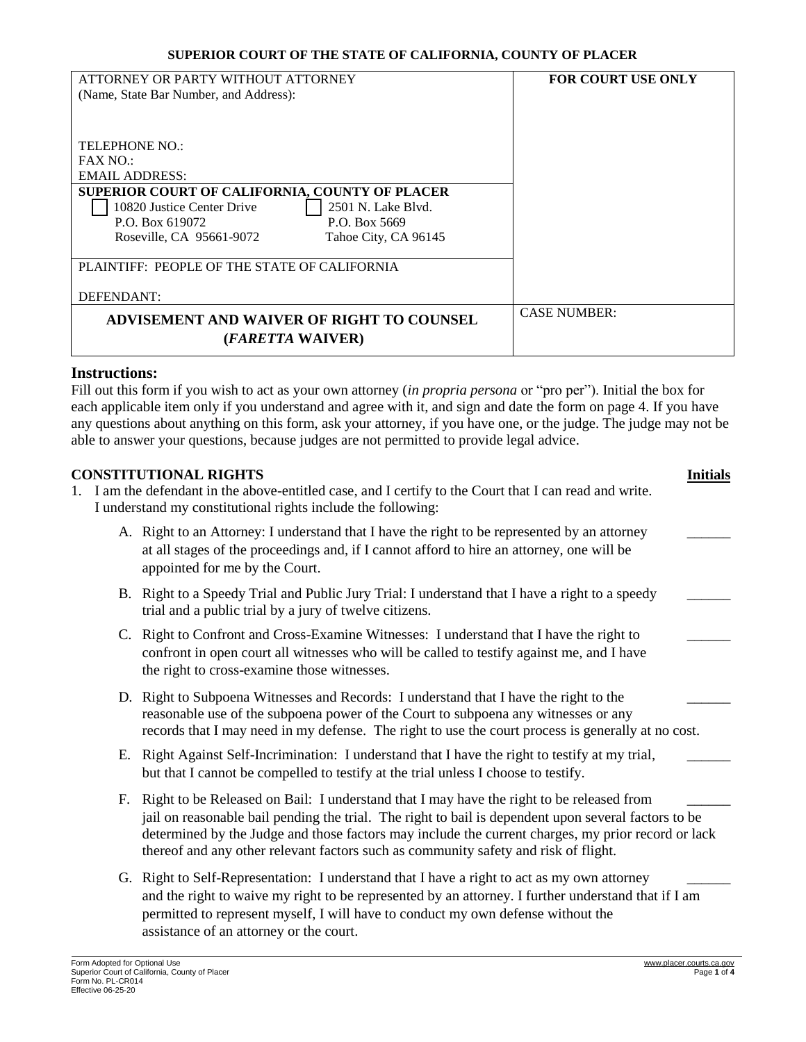**SUPERIOR COURT OF THE STATE OF CALIFORNIA, COUNTY OF PLACER**

| ATTORNEY OR PARTY WITHOUT ATTORNEY (Name, State Bar Number, and Address): | FOR COURT USE ONLY |
|---|---|
| TELEPHONE NO.: <br> FAX NO.: <br> EMAIL ADDRESS: | |
| **SUPERIOR COURT OF CALIFORNIA, COUNTY OF PLACER** <br> ☐ 10820 Justice Center Drive, P.O. Box 619072, Roseville, CA 95661-9072 <br> ☐ 2501 N. Lake Blvd., P.O. Box 5669, Tahoe City, CA 96145 | |
| PLAINTIFF: PEOPLE OF THE STATE OF CALIFORNIA <br> DEFENDANT: | |
| **ADVISEMENT AND WAIVER OF RIGHT TO COUNSEL (*FARETTA* WAIVER)** | CASE NUMBER: |

## Instructions:

Fill out this form if you wish to act as your own attorney (*in propria persona* or "pro per"). Initial the box for each applicable item only if you understand and agree with it, and sign and date the form on page 4. If you have any questions about anything on this form, ask your attorney, if you have one, or the judge. The judge may not be able to answer your questions, because judges are not permitted to provide legal advice.

### CONSTITUTIONAL RIGHTS — **Initials**

1. I am the defendant in the above-entitled case, and I certify to the Court that I can read and write. I understand my constitutional rights include the following:

   A. Right to an Attorney: I understand that I have the right to be represented by an attorney at all stages of the proceedings and, if I cannot afford to hire an attorney, one will be appointed for me by the Court. ______

   B. Right to a Speedy Trial and Public Jury Trial: I understand that I have a right to a speedy trial and a public trial by a jury of twelve citizens. ______

   C. Right to Confront and Cross-Examine Witnesses: I understand that I have the right to confront in open court all witnesses who will be called to testify against me, and I have the right to cross-examine those witnesses. ______

   D. Right to Subpoena Witnesses and Records: I understand that I have the right to the reasonable use of the subpoena power of the Court to subpoena any witnesses or any records that I may need in my defense. The right to use the court process is generally at no cost. ______

   E. Right Against Self-Incrimination: I understand that I have the right to testify at my trial, but that I cannot be compelled to testify at the trial unless I choose to testify. ______

   F. Right to be Released on Bail: I understand that I may have the right to be released from jail on reasonable bail pending the trial. The right to bail is dependent upon several factors to be determined by the Judge and those factors may include the current charges, my prior record or lack thereof and any other relevant factors such as community safety and risk of flight. ______

   G. Right to Self-Representation: I understand that I have a right to act as my own attorney and the right to waive my right to be represented by an attorney. I further understand that if I am permitted to represent myself, I will have to conduct my own defense without the assistance of an attorney or the court. ______

Form Adopted for Optional Use
Superior Court of California, County of Placer
Form No. PL-CR014
Effective 06-25-20
www.placer.courts.ca.gov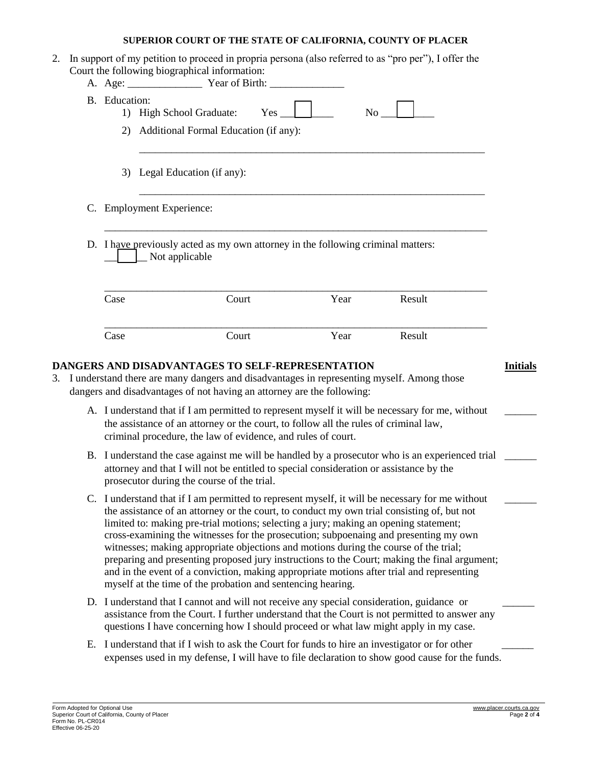**SUPERIOR COURT OF THE STATE OF CALIFORNIA, COUNTY OF PLACER**

2. In support of my petition to proceed in propria persona (also referred to as "pro per"), I offer the Court the following biographical information:

   A. Age: ______________ Year of Birth: ______________

   B. Education:

      1) High School Graduate: Yes ☐ No ☐

      2) Additional Formal Education (if any):

      ____________________________________________________________________

      3) Legal Education (if any):

      ____________________________________________________________________

   C. Employment Experience:

   ____________________________________________________________________________

   D. I have previously acted as my own attorney in the following criminal matters:

   ☐ Not applicable

   ____________________________________________________________________________

   Case Court Year Result

   ____________________________________________________________________________

   Case Court Year Result

## DANGERS AND DISADVANTAGES TO SELF-REPRESENTATION

**Initials**

3. I understand there are many dangers and disadvantages in representing myself. Among those dangers and disadvantages of not having an attorney are the following:

   A. I understand that if I am permitted to represent myself it will be necessary for me, without the assistance of an attorney or the court, to follow all the rules of criminal law, criminal procedure, the law of evidence, and rules of court. ______

   B. I understand the case against me will be handled by a prosecutor who is an experienced trial attorney and that I will not be entitled to special consideration or assistance by the prosecutor during the course of the trial. ______

   C. I understand that if I am permitted to represent myself, it will be necessary for me without the assistance of an attorney or the court, to conduct my own trial consisting of, but not limited to: making pre-trial motions; selecting a jury; making an opening statement; cross-examining the witnesses for the prosecution; subpoenaing and presenting my own witnesses; making appropriate objections and motions during the course of the trial; preparing and presenting proposed jury instructions to the Court; making the final argument; and in the event of a conviction, making appropriate motions after trial and representing myself at the time of the probation and sentencing hearing. ______

   D. I understand that I cannot and will not receive any special consideration, guidance or assistance from the Court. I further understand that the Court is not permitted to answer any questions I have concerning how I should proceed or what law might apply in my case. ______

   E. I understand that if I wish to ask the Court for funds to hire an investigator or for other expenses used in my defense, I will have to file declaration to show good cause for the funds. ______

Form Adopted for Optional Use
Superior Court of California, County of Placer
Form No. PL-CR014
Effective 06-25-20

www.placer.courts.ca.gov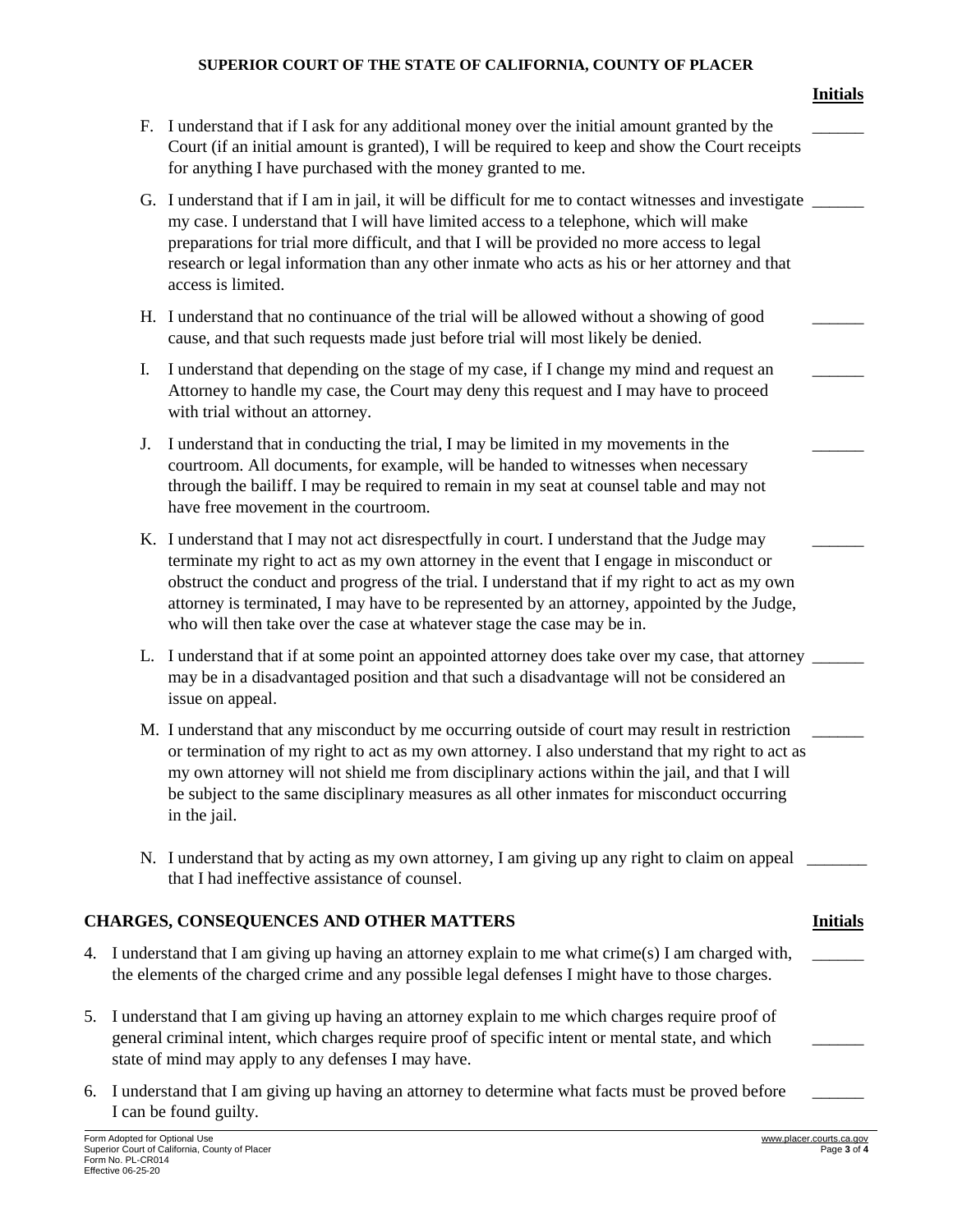**Initials**

F. I understand that if I ask for any additional money over the initial amount granted by the Court (if an initial amount is granted), I will be required to keep and show the Court receipts for anything I have purchased with the money granted to me. ______

G. I understand that if I am in jail, it will be difficult for me to contact witnesses and investigate my case. I understand that I will have limited access to a telephone, which will make preparations for trial more difficult, and that I will be provided no more access to legal research or legal information than any other inmate who acts as his or her attorney and that access is limited. ______

H. I understand that no continuance of the trial will be allowed without a showing of good cause, and that such requests made just before trial will most likely be denied. ______

I. I understand that depending on the stage of my case, if I change my mind and request an Attorney to handle my case, the Court may deny this request and I may have to proceed with trial without an attorney. ______

J. I understand that in conducting the trial, I may be limited in my movements in the courtroom. All documents, for example, will be handed to witnesses when necessary through the bailiff. I may be required to remain in my seat at counsel table and may not have free movement in the courtroom. ______

K. I understand that I may not act disrespectfully in court. I understand that the Judge may terminate my right to act as my own attorney in the event that I engage in misconduct or obstruct the conduct and progress of the trial. I understand that if my right to act as my own attorney is terminated, I may have to be represented by an attorney, appointed by the Judge, who will then take over the case at whatever stage the case may be in. ______

L. I understand that if at some point an appointed attorney does take over my case, that attorney may be in a disadvantaged position and that such a disadvantage will not be considered an issue on appeal. ______

M. I understand that any misconduct by me occurring outside of court may result in restriction or termination of my right to act as my own attorney. I also understand that my right to act as my own attorney will not shield me from disciplinary actions within the jail, and that I will be subject to the same disciplinary measures as all other inmates for misconduct occurring in the jail. ______

N. I understand that by acting as my own attorney, I am giving up any right to claim on appeal that I had ineffective assistance of counsel. _______

## CHARGES, CONSEQUENCES AND OTHER MATTERS

**Initials**

4. I understand that I am giving up having an attorney explain to me what crime(s) I am charged with, the elements of the charged crime and any possible legal defenses I might have to those charges. ______

5. I understand that I am giving up having an attorney explain to me which charges require proof of general criminal intent, which charges require proof of specific intent or mental state, and which state of mind may apply to any defenses I may have. ______

6. I understand that I am giving up having an attorney to determine what facts must be proved before I can be found guilty. ______

Form Adopted for Optional Use
Superior Court of California, County of Placer
Form No. PL-CR014
Effective 06-25-20

www.placer.courts.ca.gov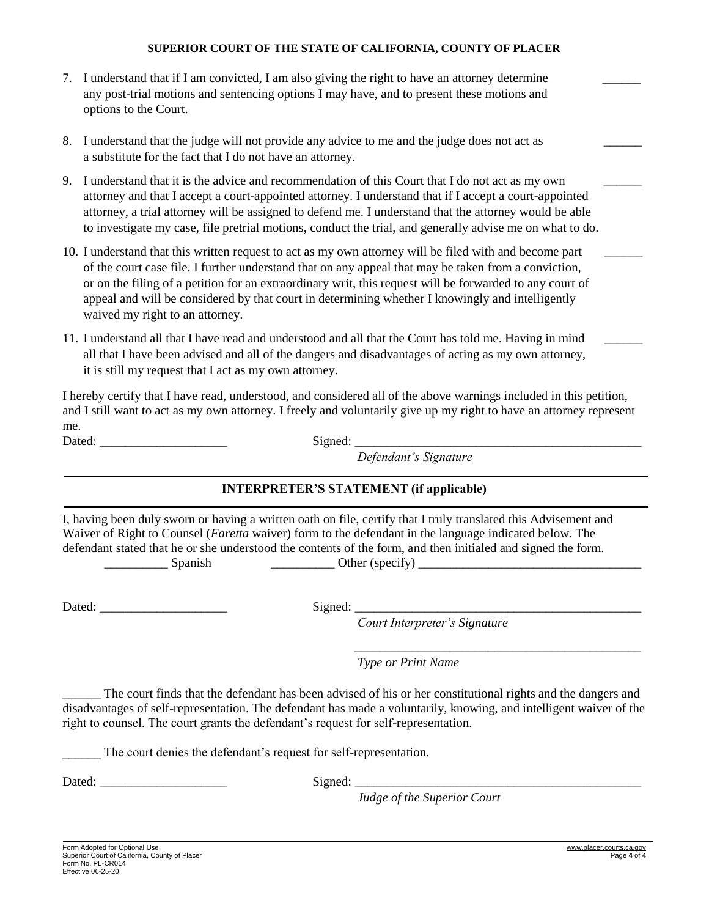**SUPERIOR COURT OF THE STATE OF CALIFORNIA, COUNTY OF PLACER**

7. I understand that if I am convicted, I am also giving the right to have an attorney determine any post-trial motions and sentencing options I may have, and to present these motions and options to the Court. ______

8. I understand that the judge will not provide any advice to me and the judge does not act as a substitute for the fact that I do not have an attorney. ______

9. I understand that it is the advice and recommendation of this Court that I do not act as my own attorney and that I accept a court-appointed attorney. I understand that if I accept a court-appointed attorney, a trial attorney will be assigned to defend me. I understand that the attorney would be able to investigate my case, file pretrial motions, conduct the trial, and generally advise me on what to do. ______

10. I understand that this written request to act as my own attorney will be filed with and become part of the court case file. I further understand that on any appeal that may be taken from a conviction, or on the filing of a petition for an extraordinary writ, this request will be forwarded to any court of appeal and will be considered by that court in determining whether I knowingly and intelligently waived my right to an attorney. ______

11. I understand all that I have read and understood and all that the Court has told me. Having in mind all that I have been advised and all of the dangers and disadvantages of acting as my own attorney, it is still my request that I act as my own attorney. ______

I hereby certify that I have read, understood, and considered all of the above warnings included in this petition, and I still want to act as my own attorney. I freely and voluntarily give up my right to have an attorney represent me.

Dated: ____________________ Signed: ______________________________________________

*Defendant's Signature*

---

**INTERPRETER'S STATEMENT (if applicable)**

---

I, having been duly sworn or having a written oath on file, certify that I truly translated this Advisement and Waiver of Right to Counsel (*Faretta* waiver) form to the defendant in the language indicated below. The defendant stated that he or she understood the contents of the form, and then initialed and signed the form.

__________ Spanish __________ Other (specify) ___________________________________

Dated: ____________________ Signed: ______________________________________________

*Court Interpreter's Signature*

______________________________________________

*Type or Print Name*

______ The court finds that the defendant has been advised of his or her constitutional rights and the dangers and disadvantages of self-representation. The defendant has made a voluntarily, knowing, and intelligent waiver of the right to counsel. The court grants the defendant's request for self-representation.

______ The court denies the defendant's request for self-representation.

Dated: ____________________ Signed: ______________________________________________

*Judge of the Superior Court*

Form Adopted for Optional Use
Superior Court of California, County of Placer
Form No. PL-CR014
Effective 06-25-20

www.placer.courts.ca.gov